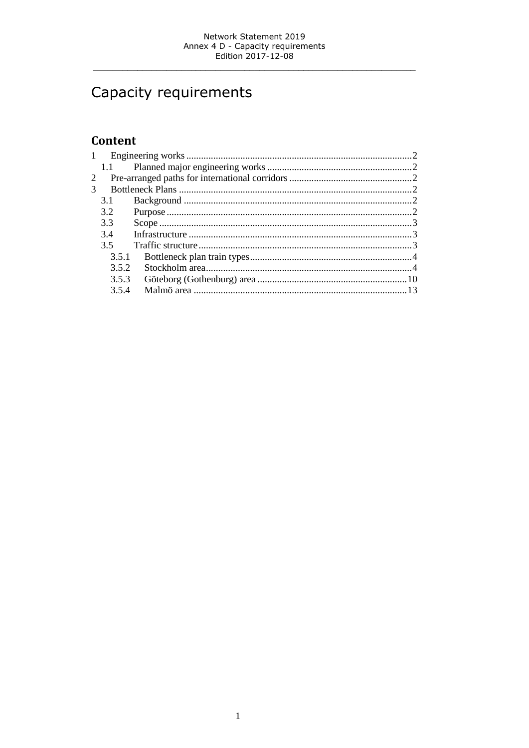# Capacity requirements

## Content

1 Engineering works ........................................................................................... 2
  1.1 Planned major engineering works ........................................................... 2
2 Pre-arranged paths for international corridors .................................................. 2
3 Bottleneck Plans .............................................................................................. 2
  3.1 Background ............................................................................................ 2
  3.2 Purpose .................................................................................................. 2
  3.3 Scope ..................................................................................................... 3
  3.4 Infrastructure .......................................................................................... 3
  3.5 Traffic structure ...................................................................................... 3
    3.5.1 Bottleneck plan train types ................................................................. 4
    3.5.2 Stockholm area .................................................................................. 4
    3.5.3 Göteborg (Gothenburg) area ............................................................ 10
    3.5.4 Malmö area ...................................................................................... 13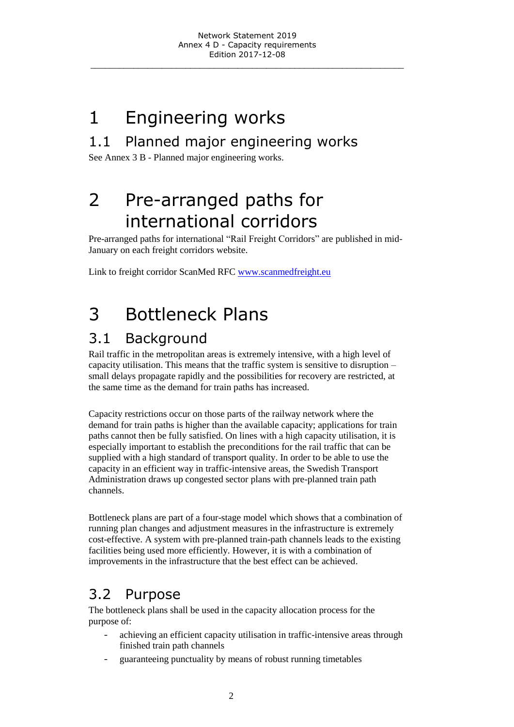# 1 Engineering works

## 1.1 Planned major engineering works

See Annex 3 B - Planned major engineering works.

# 2 Pre-arranged paths for international corridors

Pre-arranged paths for international "Rail Freight Corridors" are published in mid-January on each freight corridors website.

Link to freight corridor ScanMed RFC [www.scanmedfreight.eu](http://www.scanmedfreight.eu)

# 3 Bottleneck Plans

## 3.1 Background

Rail traffic in the metropolitan areas is extremely intensive, with a high level of capacity utilisation. This means that the traffic system is sensitive to disruption – small delays propagate rapidly and the possibilities for recovery are restricted, at the same time as the demand for train paths has increased.

Capacity restrictions occur on those parts of the railway network where the demand for train paths is higher than the available capacity; applications for train paths cannot then be fully satisfied. On lines with a high capacity utilisation, it is especially important to establish the preconditions for the rail traffic that can be supplied with a high standard of transport quality. In order to be able to use the capacity in an efficient way in traffic-intensive areas, the Swedish Transport Administration draws up congested sector plans with pre-planned train path channels.

Bottleneck plans are part of a four-stage model which shows that a combination of running plan changes and adjustment measures in the infrastructure is extremely cost-effective. A system with pre-planned train-path channels leads to the existing facilities being used more efficiently. However, it is with a combination of improvements in the infrastructure that the best effect can be achieved.

## 3.2 Purpose

The bottleneck plans shall be used in the capacity allocation process for the purpose of:

- achieving an efficient capacity utilisation in traffic-intensive areas through finished train path channels
- guaranteeing punctuality by means of robust running timetables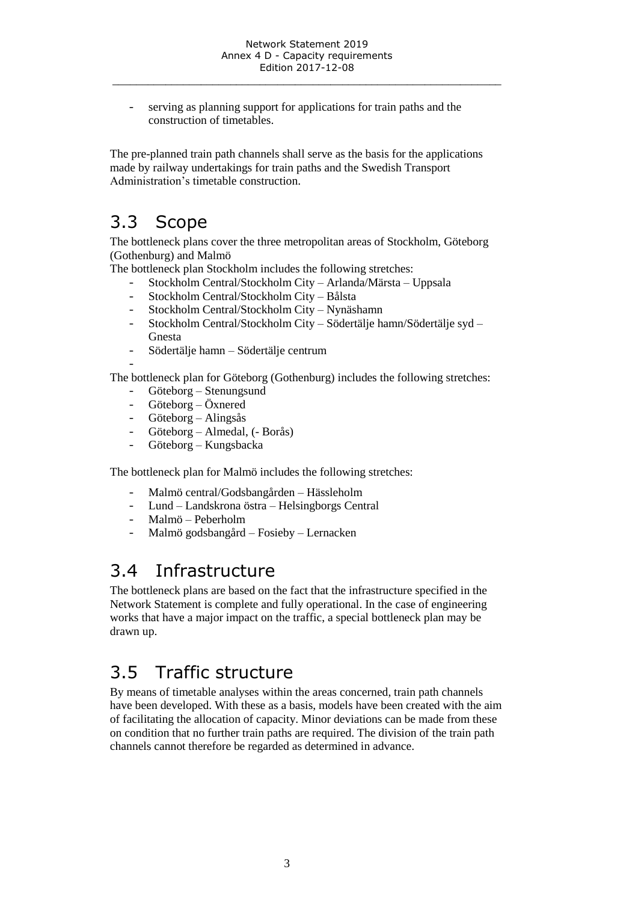- serving as planning support for applications for train paths and the construction of timetables.

The pre-planned train path channels shall serve as the basis for the applications made by railway undertakings for train paths and the Swedish Transport Administration's timetable construction.

## 3.3 Scope

The bottleneck plans cover the three metropolitan areas of Stockholm, Göteborg (Gothenburg) and Malmö

The bottleneck plan Stockholm includes the following stretches:

- Stockholm Central/Stockholm City – Arlanda/Märsta – Uppsala
- Stockholm Central/Stockholm City – Bålsta
- Stockholm Central/Stockholm City – Nynäshamn
- Stockholm Central/Stockholm City – Södertälje hamn/Södertälje syd – Gnesta
- Södertälje hamn – Södertälje centrum
-

The bottleneck plan for Göteborg (Gothenburg) includes the following stretches:

- Göteborg – Stenungsund
- Göteborg – Öxnered
- Göteborg – Alingsås
- Göteborg – Almedal, (- Borås)
- Göteborg – Kungsbacka

The bottleneck plan for Malmö includes the following stretches:

- Malmö central/Godsbangården – Hässleholm
- Lund – Landskrona östra – Helsingborgs Central
- Malmö – Peberholm
- Malmö godsbangård – Fosieby – Lernacken

## 3.4 Infrastructure

The bottleneck plans are based on the fact that the infrastructure specified in the Network Statement is complete and fully operational. In the case of engineering works that have a major impact on the traffic, a special bottleneck plan may be drawn up.

## 3.5 Traffic structure

By means of timetable analyses within the areas concerned, train path channels have been developed. With these as a basis, models have been created with the aim of facilitating the allocation of capacity. Minor deviations can be made from these on condition that no further train paths are required. The division of the train path channels cannot therefore be regarded as determined in advance.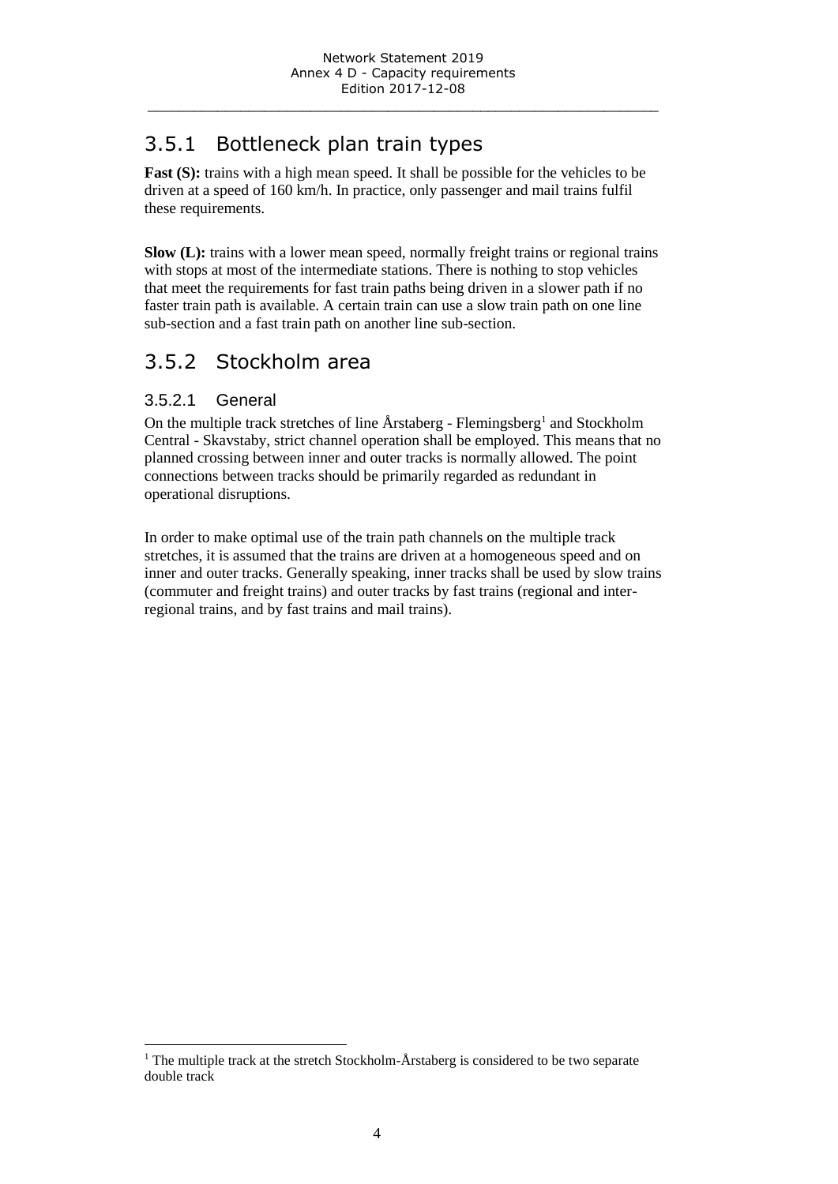## 3.5.1 Bottleneck plan train types

**Fast (S):** trains with a high mean speed. It shall be possible for the vehicles to be driven at a speed of 160 km/h. In practice, only passenger and mail trains fulfil these requirements.

**Slow (L):** trains with a lower mean speed, normally freight trains or regional trains with stops at most of the intermediate stations. There is nothing to stop vehicles that meet the requirements for fast train paths being driven in a slower path if no faster train path is available. A certain train can use a slow train path on one line sub-section and a fast train path on another line sub-section.

## 3.5.2 Stockholm area

### 3.5.2.1 General

On the multiple track stretches of line Årstaberg - Flemingsberg[1] and Stockholm Central - Skavstaby, strict channel operation shall be employed. This means that no planned crossing between inner and outer tracks is normally allowed. The point connections between tracks should be primarily regarded as redundant in operational disruptions.

In order to make optimal use of the train path channels on the multiple track stretches, it is assumed that the trains are driven at a homogeneous speed and on inner and outer tracks. Generally speaking, inner tracks shall be used by slow trains (commuter and freight trains) and outer tracks by fast trains (regional and inter-regional trains, and by fast trains and mail trains).

[1] The multiple track at the stretch Stockholm-Årstaberg is considered to be two separate double track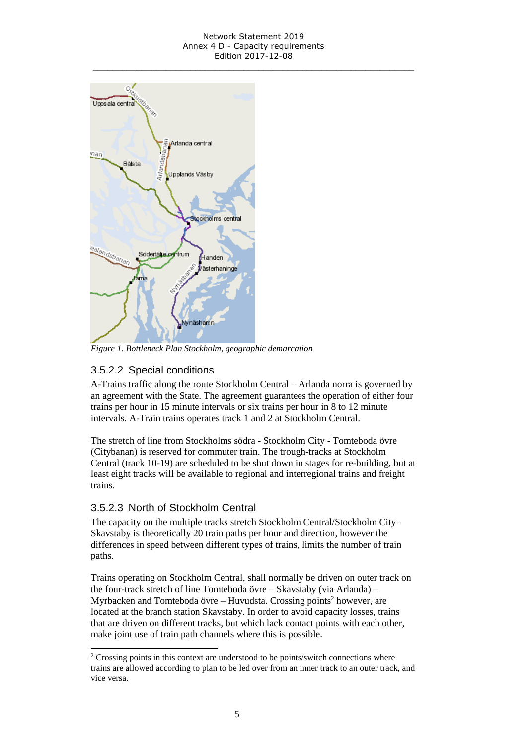*Figure 1. Bottleneck Plan Stockholm, geographic demarcation*

### 3.5.2.2 Special conditions

A-Trains traffic along the route Stockholm Central – Arlanda norra is governed by an agreement with the State. The agreement guarantees the operation of either four trains per hour in 15 minute intervals or six trains per hour in 8 to 12 minute intervals. A-Train trains operates track 1 and 2 at Stockholm Central.

The stretch of line from Stockholms södra - Stockholm City - Tomteboda övre (Citybanan) is reserved for commuter train. The trough-tracks at Stockholm Central (track 10-19) are scheduled to be shut down in stages for re-building, but at least eight tracks will be available to regional and interregional trains and freight trains.

### 3.5.2.3 North of Stockholm Central

The capacity on the multiple tracks stretch Stockholm Central/Stockholm City–Skavstaby is theoretically 20 train paths per hour and direction, however the differences in speed between different types of trains, limits the number of train paths.

Trains operating on Stockholm Central, shall normally be driven on outer track on the four-track stretch of line Tomteboda övre – Skavstaby (via Arlanda) – Myrbacken and Tomteboda övre – Huvudsta. Crossing points[2] however, are located at the branch station Skavstaby. In order to avoid capacity losses, trains that are driven on different tracks, but which lack contact points with each other, make joint use of train path channels where this is possible.

---

[2] Crossing points in this context are understood to be points/switch connections where trains are allowed according to plan to be led over from an inner track to an outer track, and vice versa.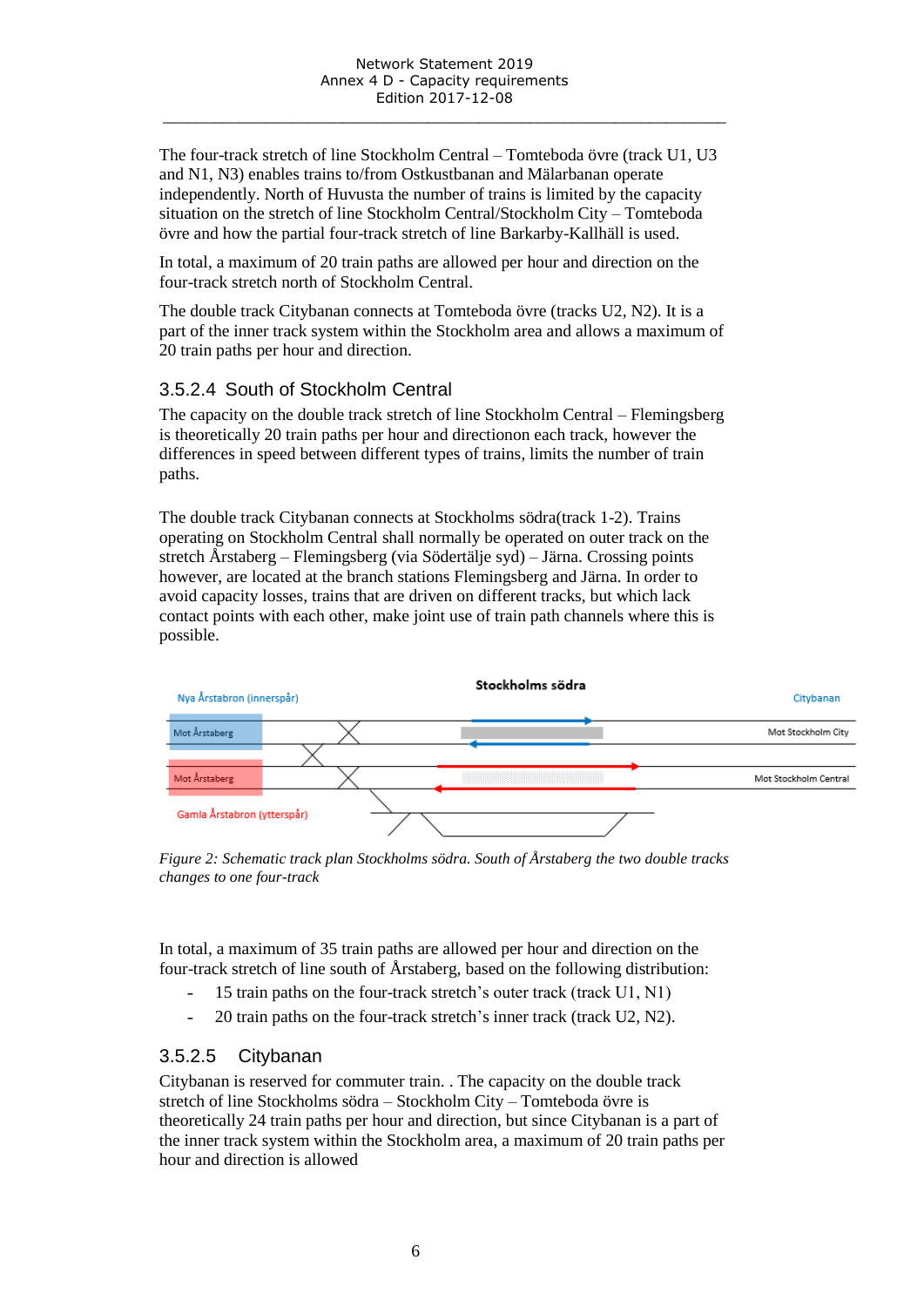The four-track stretch of line Stockholm Central – Tomteboda övre (track U1, U3 and N1, N3) enables trains to/from Ostkustbanan and Mälarbanan operate independently. North of Huvusta the number of trains is limited by the capacity situation on the stretch of line Stockholm Central/Stockholm City – Tomteboda övre and how the partial four-track stretch of line Barkarby-Kallhäll is used.

In total, a maximum of 20 train paths are allowed per hour and direction on the four-track stretch north of Stockholm Central.

The double track Citybanan connects at Tomteboda övre (tracks U2, N2). It is a part of the inner track system within the Stockholm area and allows a maximum of 20 train paths per hour and direction.

### 3.5.2.4 South of Stockholm Central

The capacity on the double track stretch of line Stockholm Central – Flemingsberg is theoretically 20 train paths per hour and directionon each track, however the differences in speed between different types of trains, limits the number of train paths.

The double track Citybanan connects at Stockholms södra(track 1-2). Trains operating on Stockholm Central shall normally be operated on outer track on the stretch Årstaberg – Flemingsberg (via Södertälje syd) – Järna. Crossing points however, are located at the branch stations Flemingsberg and Järna. In order to avoid capacity losses, trains that are driven on different tracks, but which lack contact points with each other, make joint use of train path channels where this is possible.

*Figure 2: Schematic track plan Stockholms södra. South of Årstaberg the two double tracks changes to one four-track*

In total, a maximum of 35 train paths are allowed per hour and direction on the four-track stretch of line south of Årstaberg, based on the following distribution:

- 15 train paths on the four-track stretch's outer track (track U1, N1)
- 20 train paths on the four-track stretch's inner track (track U2, N2).

### 3.5.2.5 Citybanan

Citybanan is reserved for commuter train. . The capacity on the double track stretch of line Stockholms södra – Stockholm City – Tomteboda övre is theoretically 24 train paths per hour and direction, but since Citybanan is a part of the inner track system within the Stockholm area, a maximum of 20 train paths per hour and direction is allowed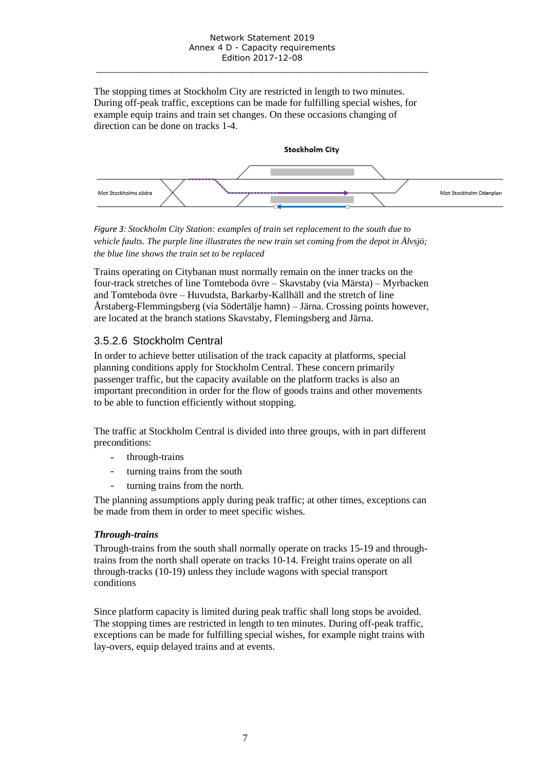The stopping times at Stockholm City are restricted in length to two minutes. During off-peak traffic, exceptions can be made for fulfilling special wishes, for example equip trains and train set changes. On these occasions changing of direction can be done on tracks 1-4.

*Figure 3: Stockholm City Station: examples of train set replacement to the south due to vehicle faults. The purple line illustrates the new train set coming from the depot in Älvsjö; the blue line shows the train set to be replaced*

Trains operating on Citybanan must normally remain on the inner tracks on the four-track stretches of line Tomteboda övre – Skavstaby (via Märsta) – Myrbacken and Tomteboda övre – Huvudsta, Barkarby-Kallhäll and the stretch of line Årstaberg-Flemmingsberg (via Södertälje hamn) – Järna. Crossing points however, are located at the branch stations Skavstaby, Flemingsberg and Järna.

### 3.5.2.6 Stockholm Central

In order to achieve better utilisation of the track capacity at platforms, special planning conditions apply for Stockholm Central. These concern primarily passenger traffic, but the capacity available on the platform tracks is also an important precondition in order for the flow of goods trains and other movements to be able to function efficiently without stopping.

The traffic at Stockholm Central is divided into three groups, with in part different preconditions:

- through-trains
- turning trains from the south
- turning trains from the north.

The planning assumptions apply during peak traffic; at other times, exceptions can be made from them in order to meet specific wishes.

***Through-trains***

Through-trains from the south shall normally operate on tracks 15-19 and through-trains from the north shall operate on tracks 10-14. Freight trains operate on all through-tracks (10-19) unless they include wagons with special transport conditions

Since platform capacity is limited during peak traffic shall long stops be avoided. The stopping times are restricted in length to ten minutes. During off-peak traffic, exceptions can be made for fulfilling special wishes, for example night trains with lay-overs, equip delayed trains and at events.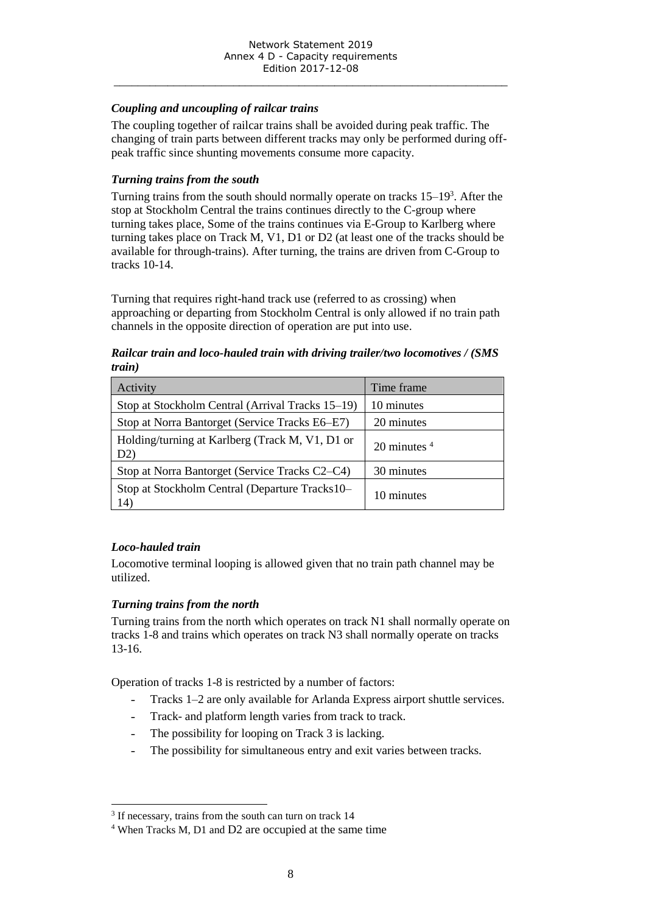### *Coupling and uncoupling of railcar trains*

The coupling together of railcar trains shall be avoided during peak traffic. The changing of train parts between different tracks may only be performed during off-peak traffic since shunting movements consume more capacity.

### *Turning trains from the south*

Turning trains from the south should normally operate on tracks 15–19[3]. After the stop at Stockholm Central the trains continues directly to the C-group where turning takes place, Some of the trains continues via E-Group to Karlberg where turning takes place on Track M, V1, D1 or D2 (at least one of the tracks should be available for through-trains). After turning, the trains are driven from C-Group to tracks 10-14.

Turning that requires right-hand track use (referred to as crossing) when approaching or departing from Stockholm Central is only allowed if no train path channels in the opposite direction of operation are put into use.

***Railcar train and loco-hauled train with driving trailer/two locomotives / (SMS train)***

| Activity | Time frame |
|---|---|
| Stop at Stockholm Central (Arrival Tracks 15–19) | 10 minutes |
| Stop at Norra Bantorget (Service Tracks E6–E7) | 20 minutes |
| Holding/turning at Karlberg (Track M, V1, D1 or D2) | 20 minutes [4] |
| Stop at Norra Bantorget (Service Tracks C2–C4) | 30 minutes |
| Stop at Stockholm Central (Departure Tracks10–14) | 10 minutes |

### *Loco-hauled train*

Locomotive terminal looping is allowed given that no train path channel may be utilized.

### *Turning trains from the north*

Turning trains from the north which operates on track N1 shall normally operate on tracks 1-8 and trains which operates on track N3 shall normally operate on tracks 13-16.

Operation of tracks 1-8 is restricted by a number of factors:

- Tracks 1–2 are only available for Arlanda Express airport shuttle services.
- Track- and platform length varies from track to track.
- The possibility for looping on Track 3 is lacking.
- The possibility for simultaneous entry and exit varies between tracks.

[3] If necessary, trains from the south can turn on track 14

[4] When Tracks M, D1 and D2 are occupied at the same time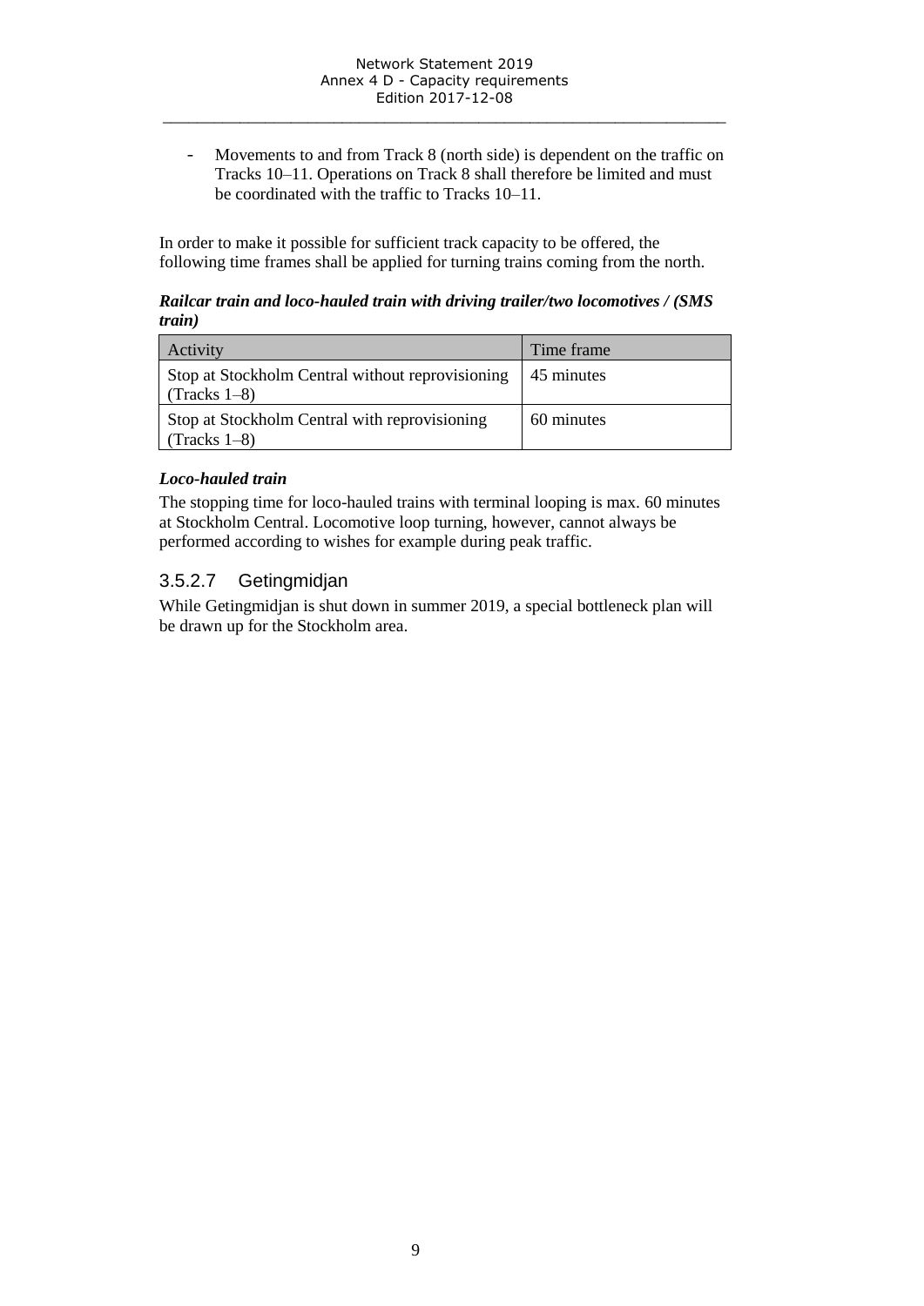- Movements to and from Track 8 (north side) is dependent on the traffic on Tracks 10–11. Operations on Track 8 shall therefore be limited and must be coordinated with the traffic to Tracks 10–11.

In order to make it possible for sufficient track capacity to be offered, the following time frames shall be applied for turning trains coming from the north.

***Railcar train and loco-hauled train with driving trailer/two locomotives / (SMS train)***

| Activity | Time frame |
|---|---|
| Stop at Stockholm Central without reprovisioning (Tracks 1–8) | 45 minutes |
| Stop at Stockholm Central with reprovisioning (Tracks 1–8) | 60 minutes |

***Loco-hauled train***

The stopping time for loco-hauled trains with terminal looping is max. 60 minutes at Stockholm Central. Locomotive loop turning, however, cannot always be performed according to wishes for example during peak traffic.

### 3.5.2.7 Getingmidjan

While Getingmidjan is shut down in summer 2019, a special bottleneck plan will be drawn up for the Stockholm area.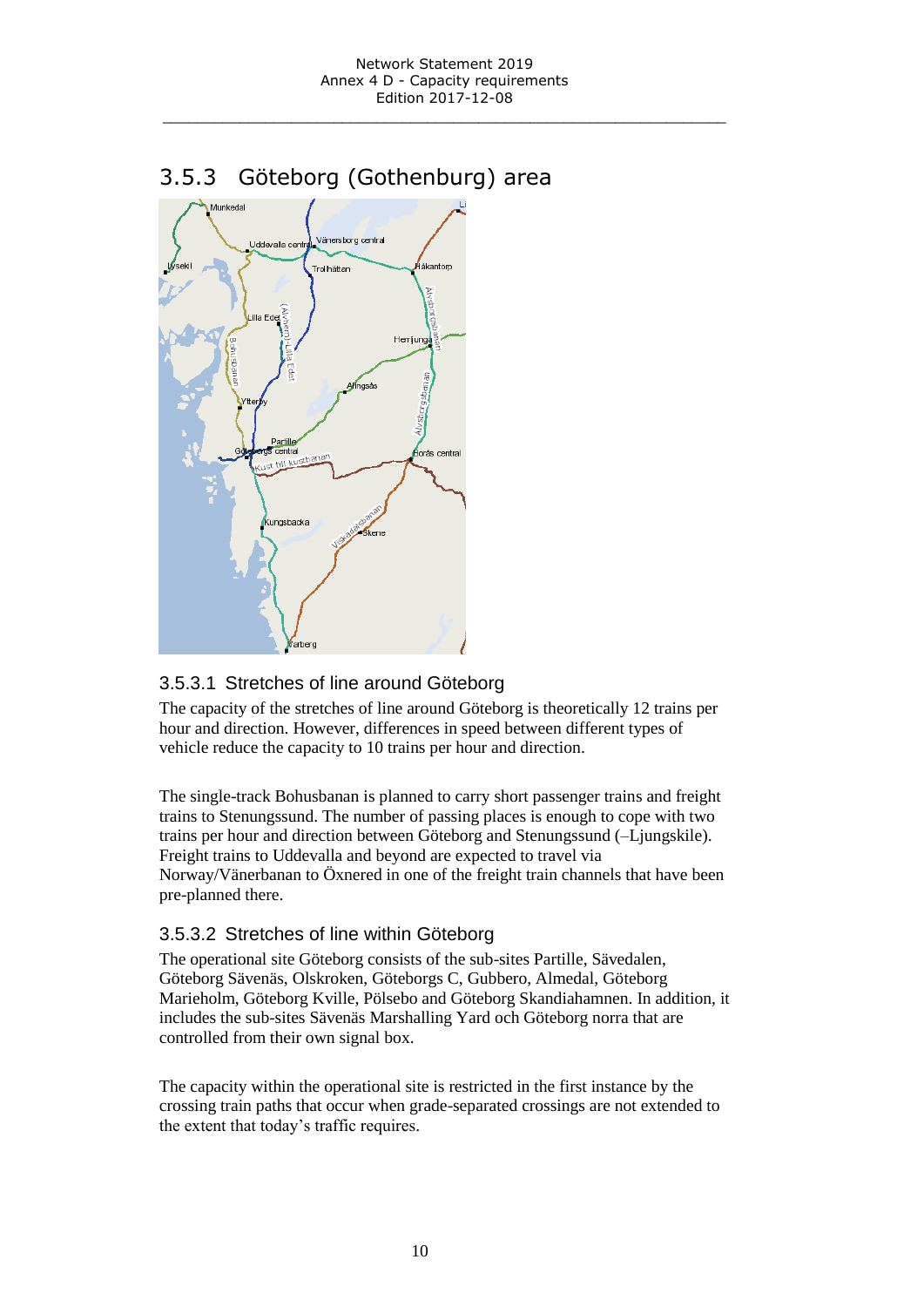## 3.5.3 Göteborg (Gothenburg) area

### 3.5.3.1 Stretches of line around Göteborg

The capacity of the stretches of line around Göteborg is theoretically 12 trains per hour and direction. However, differences in speed between different types of vehicle reduce the capacity to 10 trains per hour and direction.

The single-track Bohusbanan is planned to carry short passenger trains and freight trains to Stenungssund. The number of passing places is enough to cope with two trains per hour and direction between Göteborg and Stenungssund (–Ljungskile). Freight trains to Uddevalla and beyond are expected to travel via Norway/Vänerbanan to Öxnered in one of the freight train channels that have been pre-planned there.

### 3.5.3.2 Stretches of line within Göteborg

The operational site Göteborg consists of the sub-sites Partille, Sävedalen, Göteborg Sävenäs, Olskroken, Göteborgs C, Gubbero, Almedal, Göteborg Marieholm, Göteborg Kville, Pölsebo and Göteborg Skandiahamnen. In addition, it includes the sub-sites Sävenäs Marshalling Yard och Göteborg norra that are controlled from their own signal box.

The capacity within the operational site is restricted in the first instance by the crossing train paths that occur when grade-separated crossings are not extended to the extent that today's traffic requires.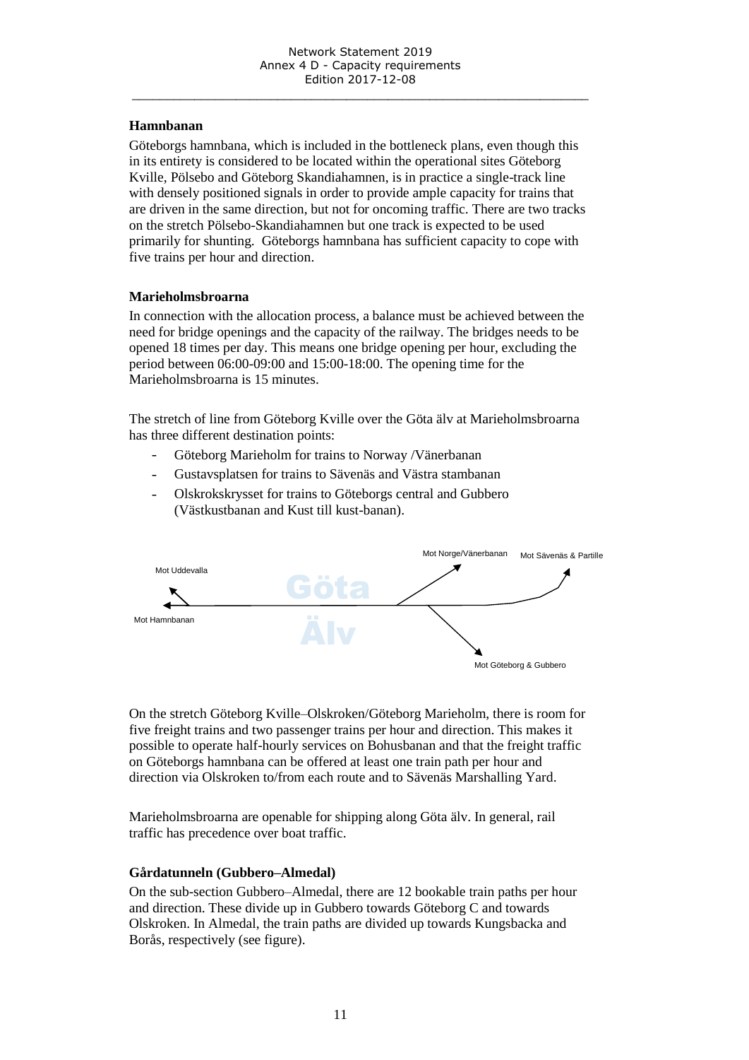### Hamnbanan

Göteborgs hamnbana, which is included in the bottleneck plans, even though this in its entirety is considered to be located within the operational sites Göteborg Kville, Pölsebo and Göteborg Skandiahamnen, is in practice a single-track line with densely positioned signals in order to provide ample capacity for trains that are driven in the same direction, but not for oncoming traffic. There are two tracks on the stretch Pölsebo-Skandiahamnen but one track is expected to be used primarily for shunting. Göteborgs hamnbana has sufficient capacity to cope with five trains per hour and direction.

### Marieholmsbroarna

In connection with the allocation process, a balance must be achieved between the need for bridge openings and the capacity of the railway. The bridges needs to be opened 18 times per day. This means one bridge opening per hour, excluding the period between 06:00-09:00 and 15:00-18:00. The opening time for the Marieholmsbroarna is 15 minutes.

The stretch of line from Göteborg Kville over the Göta älv at Marieholmsbroarna has three different destination points:

- Göteborg Marieholm for trains to Norway /Vänerbanan
- Gustavsplatsen for trains to Sävenäs and Västra stambanan
- Olskrokskrysset for trains to Göteborgs central and Gubbero (Västkustbanan and Kust till kust-banan).

Mot Uddevalla — Mot Hamnbanan — Göta Älv — Mot Norge/Vänerbanan — Mot Sävenäs & Partille — Mot Göteborg & Gubbero

On the stretch Göteborg Kville–Olskroken/Göteborg Marieholm, there is room for five freight trains and two passenger trains per hour and direction. This makes it possible to operate half-hourly services on Bohusbanan and that the freight traffic on Göteborgs hamnbana can be offered at least one train path per hour and direction via Olskroken to/from each route and to Sävenäs Marshalling Yard.

Marieholmsbroarna are openable for shipping along Göta älv. In general, rail traffic has precedence over boat traffic.

### Gårdatunneln (Gubbero–Almedal)

On the sub-section Gubbero–Almedal, there are 12 bookable train paths per hour and direction. These divide up in Gubbero towards Göteborg C and towards Olskroken. In Almedal, the train paths are divided up towards Kungsbacka and Borås, respectively (see figure).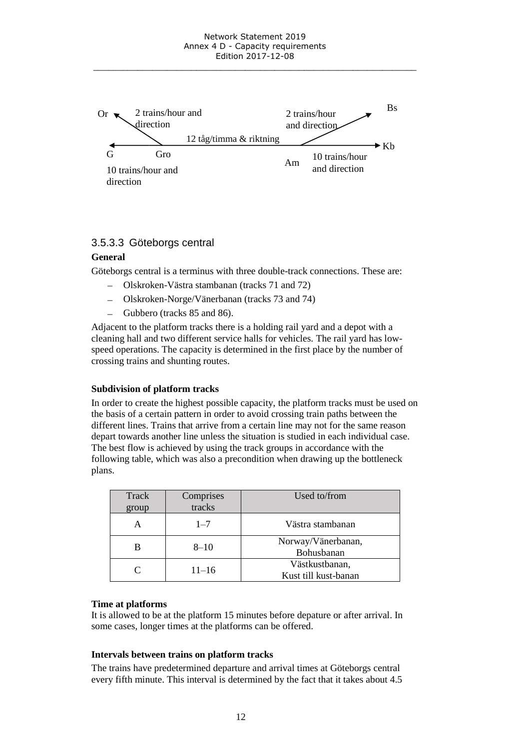Or — 2 trains/hour and direction

Bs — 2 trains/hour and direction

12 tåg/timma & riktning

G — Gro — Am — Kb

10 trains/hour and direction

10 trains/hour and direction

### 3.5.3.3 Göteborgs central

**General**

Göteborgs central is a terminus with three double-track connections. These are:

- Olskroken-Västra stambanan (tracks 71 and 72)
- Olskroken-Norge/Vänerbanan (tracks 73 and 74)
- Gubbero (tracks 85 and 86).

Adjacent to the platform tracks there is a holding rail yard and a depot with a cleaning hall and two different service halls for vehicles. The rail yard has low-speed operations. The capacity is determined in the first place by the number of crossing trains and shunting routes.

**Subdivision of platform tracks**

In order to create the highest possible capacity, the platform tracks must be used on the basis of a certain pattern in order to avoid crossing train paths between the different lines. Trains that arrive from a certain line may not for the same reason depart towards another line unless the situation is studied in each individual case. The best flow is achieved by using the track groups in accordance with the following table, which was also a precondition when drawing up the bottleneck plans.

| Track group | Comprises tracks | Used to/from |
|---|---|---|
| A | 1–7 | Västra stambanan |
| B | 8–10 | Norway/Vänerbanan, Bohusbanan |
| C | 11–16 | Västkustbanan, Kust till kust-banan |

**Time at platforms**

It is allowed to be at the platform 15 minutes before depature or after arrival. In some cases, longer times at the platforms can be offered.

**Intervals between trains on platform tracks**

The trains have predetermined departure and arrival times at Göteborgs central every fifth minute. This interval is determined by the fact that it takes about 4.5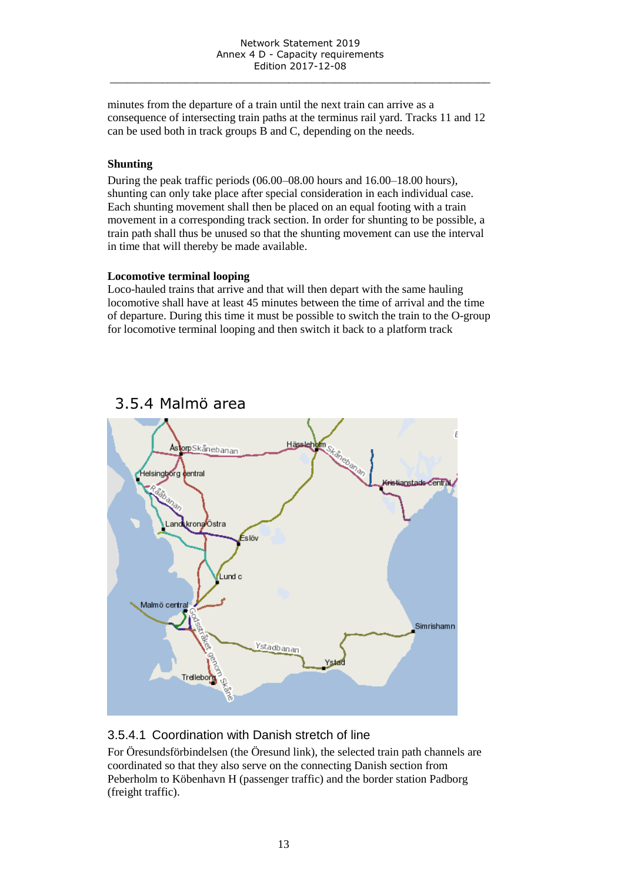minutes from the departure of a train until the next train can arrive as a consequence of intersecting train paths at the terminus rail yard. Tracks 11 and 12 can be used both in track groups B and C, depending on the needs.

**Shunting**

During the peak traffic periods (06.00–08.00 hours and 16.00–18.00 hours), shunting can only take place after special consideration in each individual case. Each shunting movement shall then be placed on an equal footing with a train movement in a corresponding track section. In order for shunting to be possible, a train path shall thus be unused so that the shunting movement can use the interval in time that will thereby be made available.

**Locomotive terminal looping**

Loco-hauled trains that arrive and that will then depart with the same hauling locomotive shall have at least 45 minutes between the time of arrival and the time of departure. During this time it must be possible to switch the train to the O-group for locomotive terminal looping and then switch it back to a platform track

## 3.5.4 Malmö area

### 3.5.4.1 Coordination with Danish stretch of line

For Öresundsförbindelsen (the Öresund link), the selected train path channels are coordinated so that they also serve on the connecting Danish section from Peberholm to København H (passenger traffic) and the border station Padborg (freight traffic).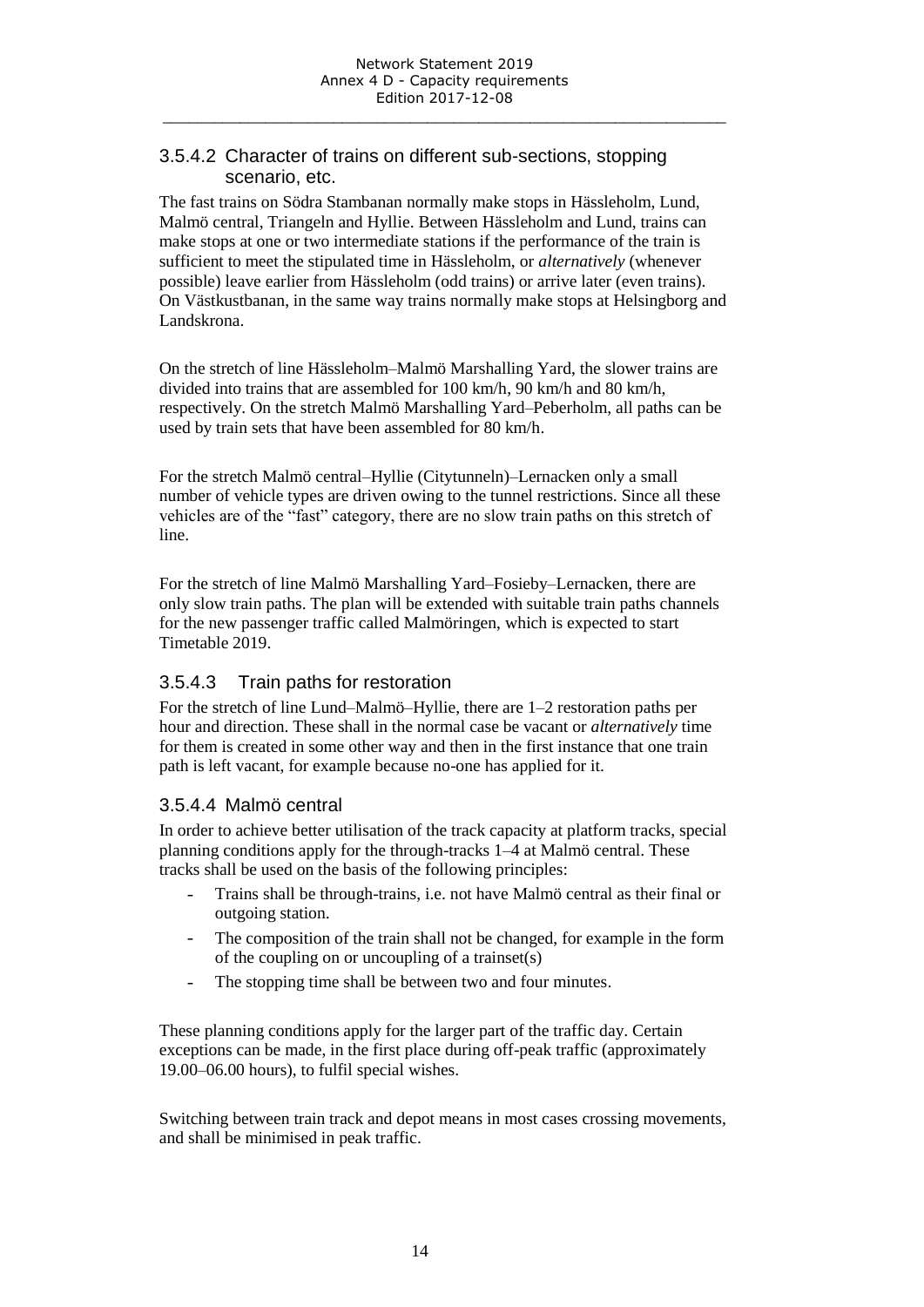### 3.5.4.2 Character of trains on different sub-sections, stopping scenario, etc.

The fast trains on Södra Stambanan normally make stops in Hässleholm, Lund, Malmö central, Triangeln and Hyllie. Between Hässleholm and Lund, trains can make stops at one or two intermediate stations if the performance of the train is sufficient to meet the stipulated time in Hässleholm, or *alternatively* (whenever possible) leave earlier from Hässleholm (odd trains) or arrive later (even trains). On Västkustbanan, in the same way trains normally make stops at Helsingborg and Landskrona.

On the stretch of line Hässleholm–Malmö Marshalling Yard, the slower trains are divided into trains that are assembled for 100 km/h, 90 km/h and 80 km/h, respectively. On the stretch Malmö Marshalling Yard–Peberholm, all paths can be used by train sets that have been assembled for 80 km/h.

For the stretch Malmö central–Hyllie (Citytunneln)–Lernacken only a small number of vehicle types are driven owing to the tunnel restrictions. Since all these vehicles are of the "fast" category, there are no slow train paths on this stretch of line.

For the stretch of line Malmö Marshalling Yard–Fosieby–Lernacken, there are only slow train paths. The plan will be extended with suitable train paths channels for the new passenger traffic called Malmöringen, which is expected to start Timetable 2019.

### 3.5.4.3 Train paths for restoration

For the stretch of line Lund–Malmö–Hyllie, there are 1–2 restoration paths per hour and direction. These shall in the normal case be vacant or *alternatively* time for them is created in some other way and then in the first instance that one train path is left vacant, for example because no-one has applied for it.

### 3.5.4.4 Malmö central

In order to achieve better utilisation of the track capacity at platform tracks, special planning conditions apply for the through-tracks 1–4 at Malmö central. These tracks shall be used on the basis of the following principles:

- Trains shall be through-trains, i.e. not have Malmö central as their final or outgoing station.
- The composition of the train shall not be changed, for example in the form of the coupling on or uncoupling of a trainset(s)
- The stopping time shall be between two and four minutes.

These planning conditions apply for the larger part of the traffic day. Certain exceptions can be made, in the first place during off-peak traffic (approximately 19.00–06.00 hours), to fulfil special wishes.

Switching between train track and depot means in most cases crossing movements, and shall be minimised in peak traffic.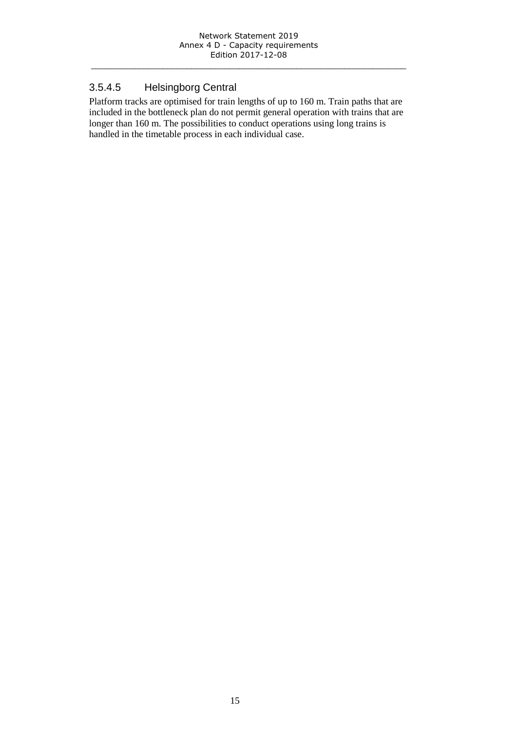#### 3.5.4.5 Helsingborg Central

Platform tracks are optimised for train lengths of up to 160 m. Train paths that are included in the bottleneck plan do not permit general operation with trains that are longer than 160 m. The possibilities to conduct operations using long trains is handled in the timetable process in each individual case.